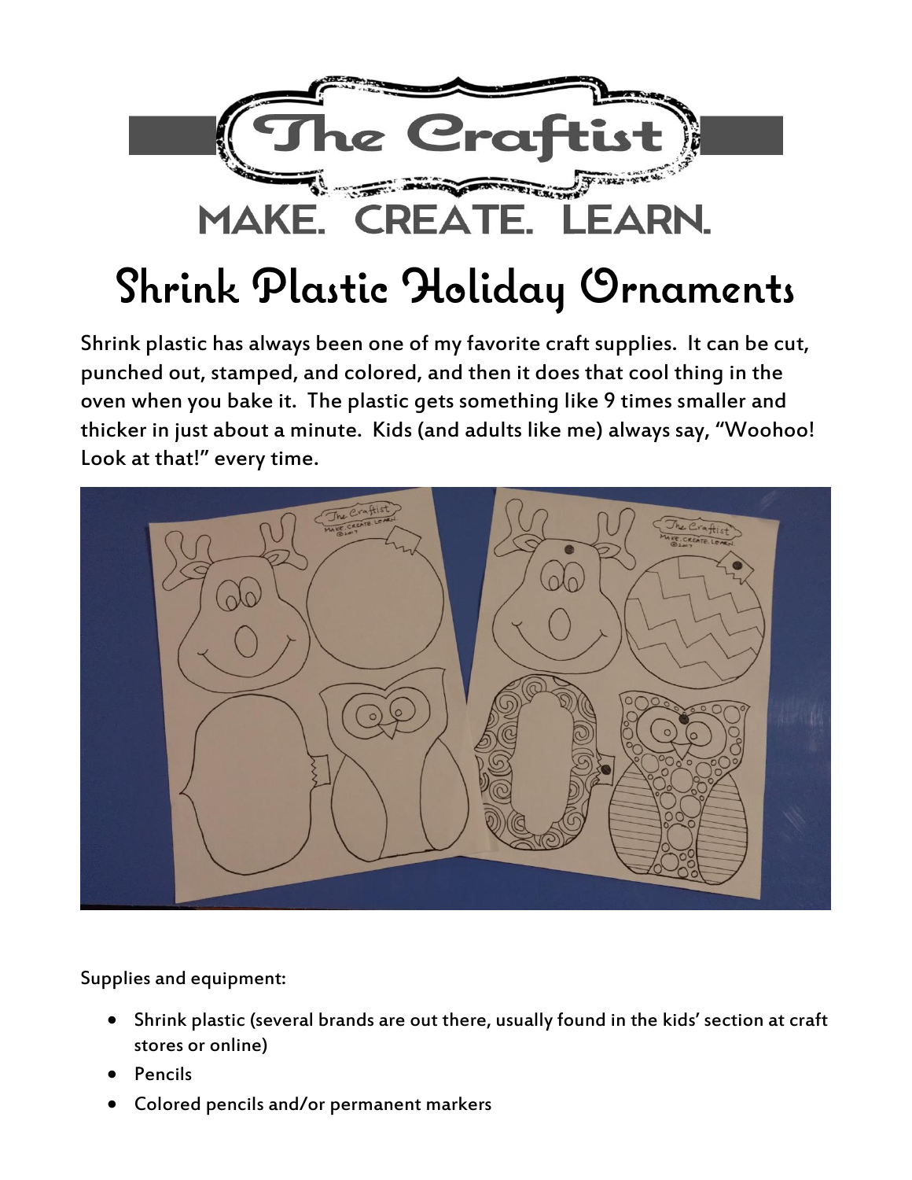The Craftist

MAKE. CREATE. LEARN.

# Shrink Plastic Holiday Ornaments

Shrink plastic has always been one of my favorite craft supplies. It can be cut, punched out, stamped, and colored, and then it does that cool thing in the oven when you bake it. The plastic gets something like 9 times smaller and thicker in just about a minute. Kids (and adults like me) always say, “Woohoo! Look at that!” every time.

Supplies and equipment:

- Shrink plastic (several brands are out there, usually found in the kids’ section at craft stores or online)
- Pencils
- Colored pencils and/or permanent markers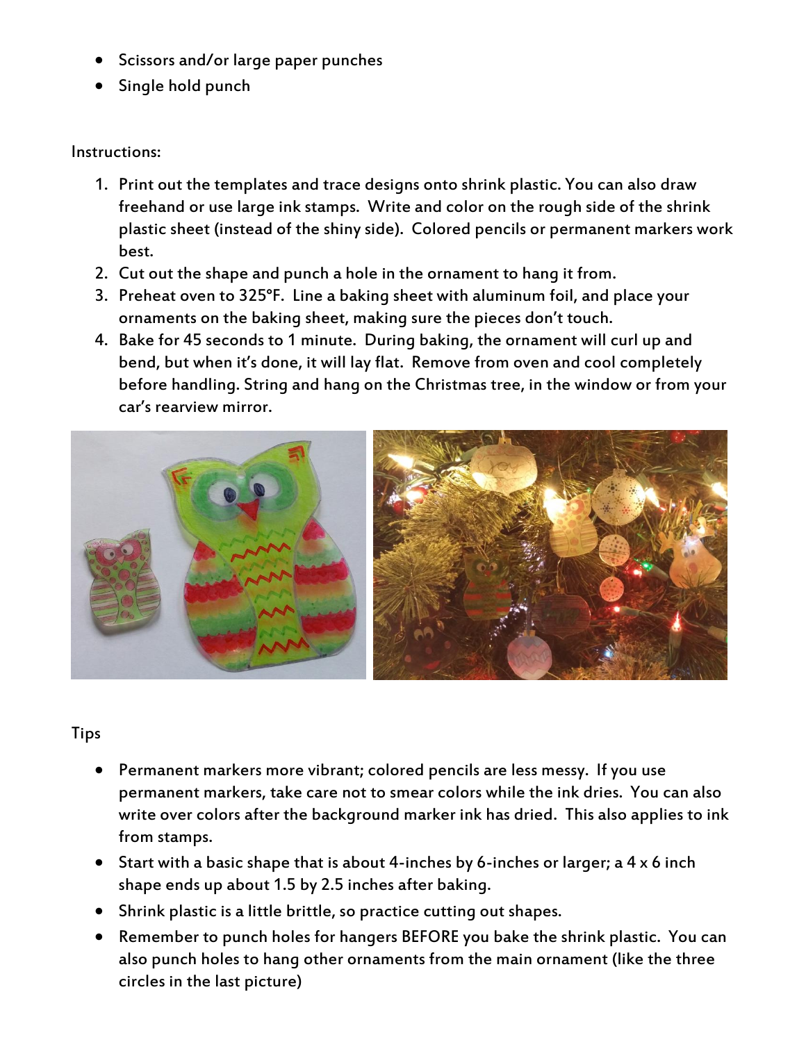- Scissors and/or large paper punches
- Single hold punch

Instructions:

1. Print out the templates and trace designs onto shrink plastic. You can also draw freehand or use large ink stamps. Write and color on the rough side of the shrink plastic sheet (instead of the shiny side). Colored pencils or permanent markers work best.
2. Cut out the shape and punch a hole in the ornament to hang it from.
3. Preheat oven to 325°F. Line a baking sheet with aluminum foil, and place your ornaments on the baking sheet, making sure the pieces don't touch.
4. Bake for 45 seconds to 1 minute. During baking, the ornament will curl up and bend, but when it's done, it will lay flat. Remove from oven and cool completely before handling. String and hang on the Christmas tree, in the window or from your car's rearview mirror.

Tips

- Permanent markers more vibrant; colored pencils are less messy. If you use permanent markers, take care not to smear colors while the ink dries. You can also write over colors after the background marker ink has dried. This also applies to ink from stamps.
- Start with a basic shape that is about 4-inches by 6-inches or larger; a 4 x 6 inch shape ends up about 1.5 by 2.5 inches after baking.
- Shrink plastic is a little brittle, so practice cutting out shapes.
- Remember to punch holes for hangers BEFORE you bake the shrink plastic. You can also punch holes to hang other ornaments from the main ornament (like the three circles in the last picture)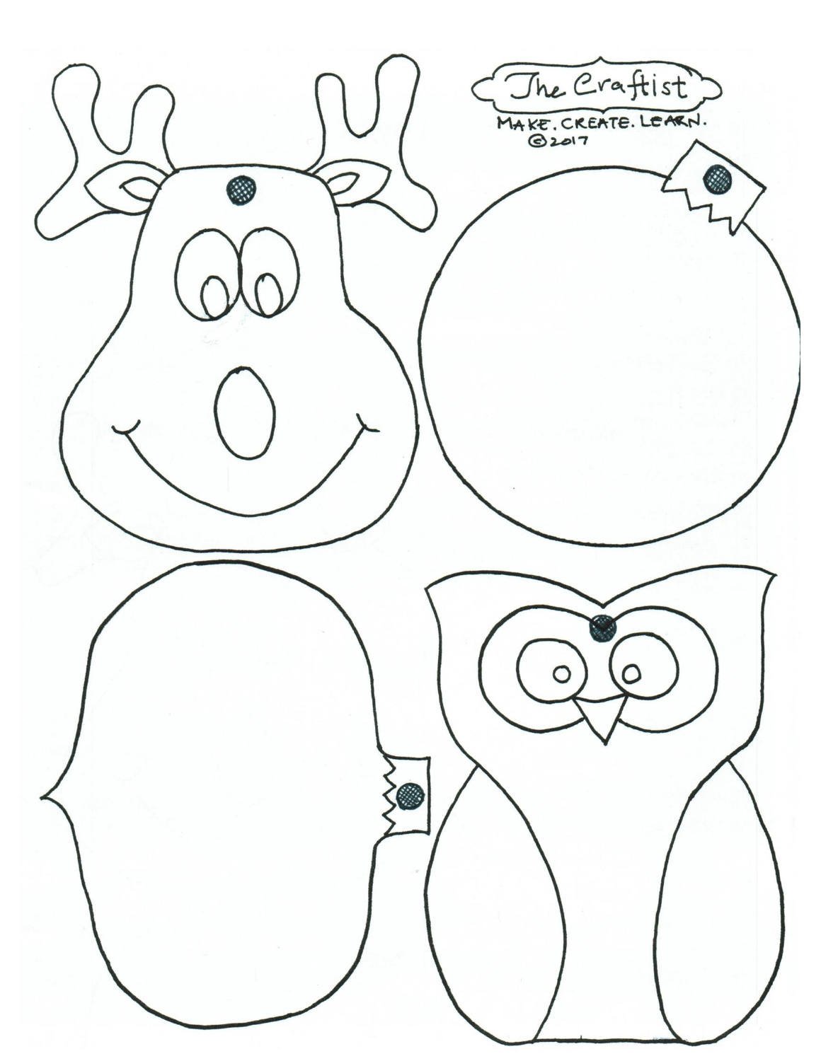The Craftist

MAKE. CREATE. LEARN.

©2017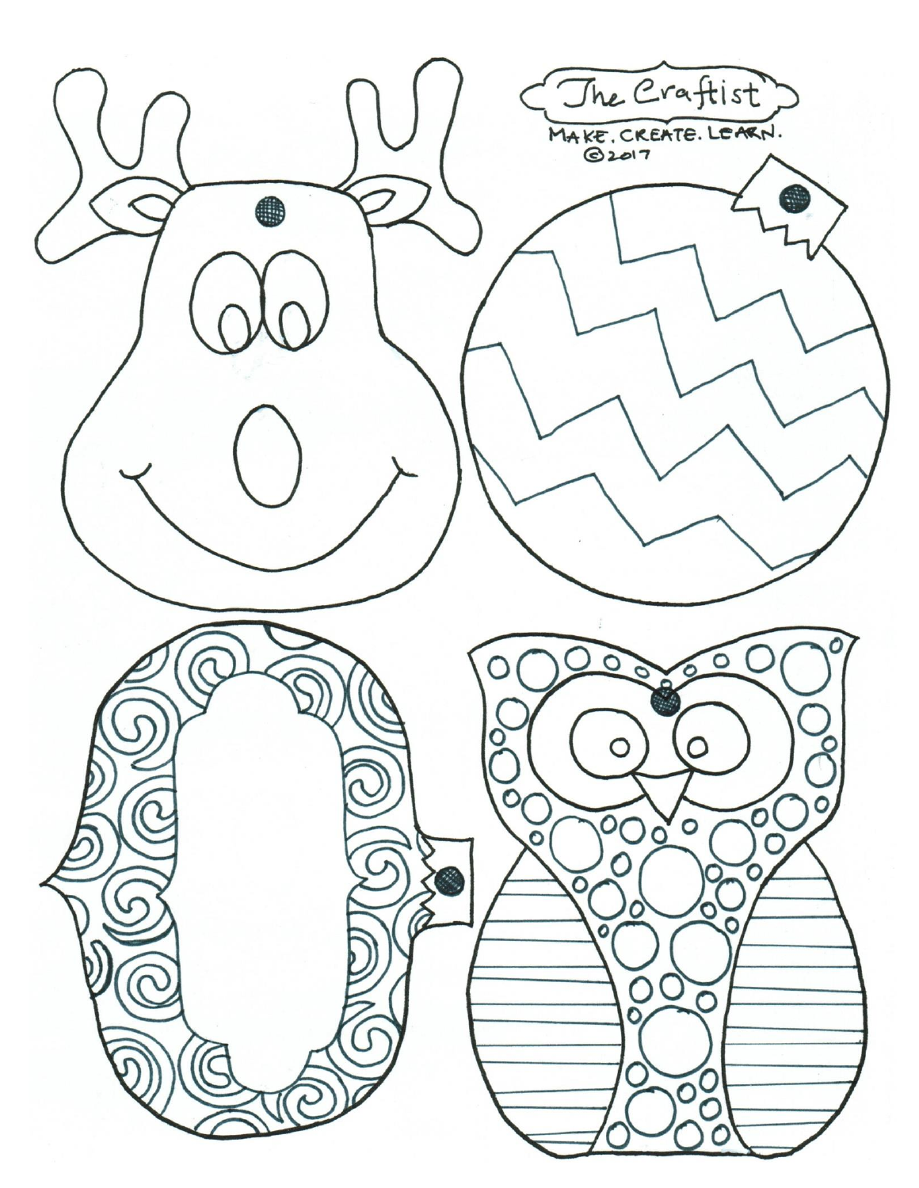The Craftist

MAKE. CREATE. LEARN.

©2017